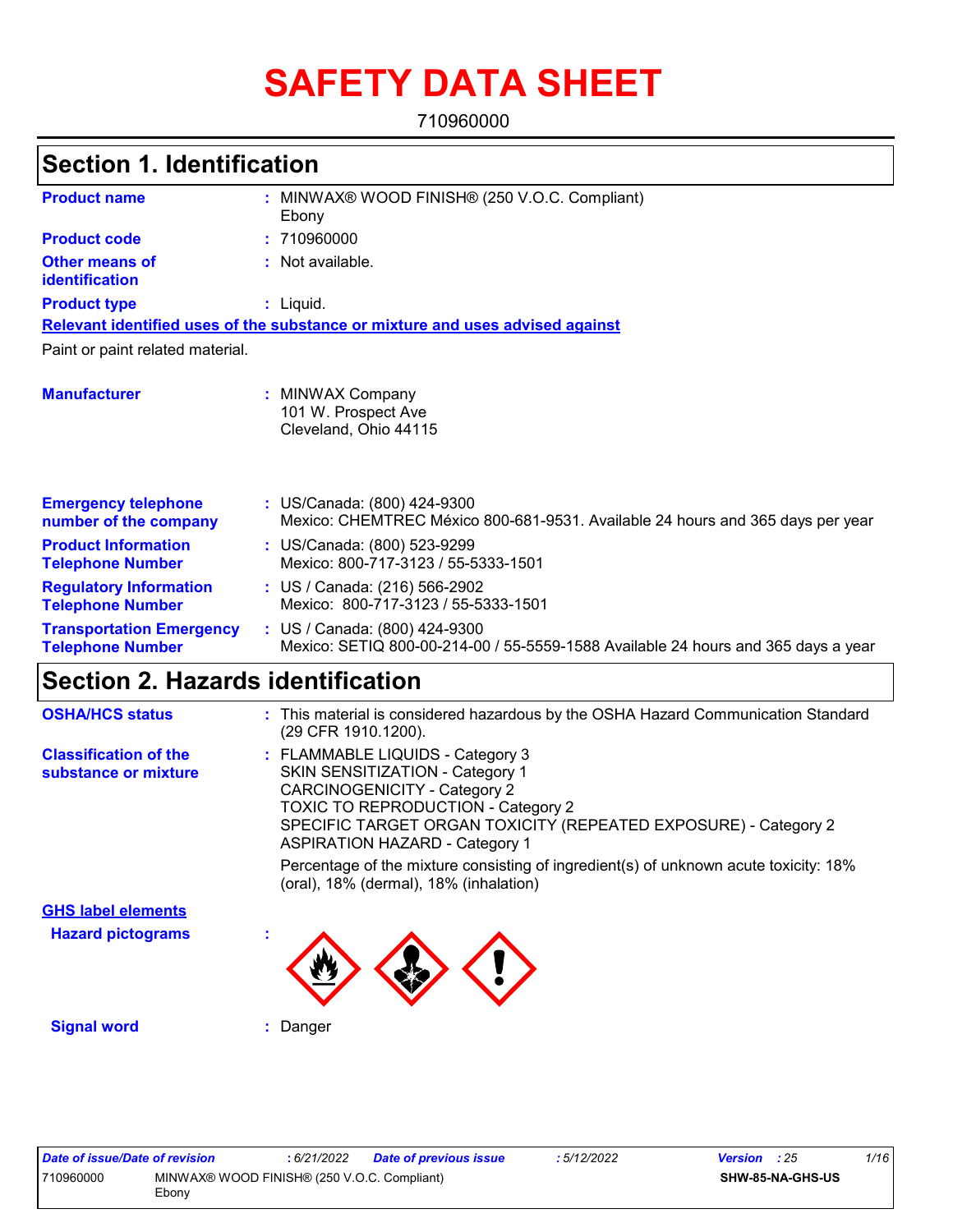# SAFETY DATA SHEET

710960000

## Section 1. Identification

| | | |
|---|---|---|
| **Product name** | : | MINWAX® WOOD FINISH® (250 V.O.C. Compliant) Ebony |
| **Product code** | : | 710960000 |
| **Other means of identification** | : | Not available. |
| **Product type** | : | Liquid. |

**Relevant identified uses of the substance or mixture and uses advised against**

Paint or paint related material.

| | | |
|---|---|---|
| **Manufacturer** | : | MINWAX Company<br>101 W. Prospect Ave<br>Cleveland, Ohio 44115 |
| **Emergency telephone number of the company** | : | US/Canada: (800) 424-9300<br>Mexico: CHEMTREC México 800-681-9531. Available 24 hours and 365 days per year |
| **Product Information Telephone Number** | : | US/Canada: (800) 523-9299<br>Mexico: 800-717-3123 / 55-5333-1501 |
| **Regulatory Information Telephone Number** | : | US / Canada: (216) 566-2902<br>Mexico: 800-717-3123 / 55-5333-1501 |
| **Transportation Emergency Telephone Number** | : | US / Canada: (800) 424-9300<br>Mexico: SETIQ 800-00-214-00 / 55-5559-1588 Available 24 hours and 365 days a year |

## Section 2. Hazards identification

| | | |
|---|---|---|
| **OSHA/HCS status** | : | This material is considered hazardous by the OSHA Hazard Communication Standard (29 CFR 1910.1200). |
| **Classification of the substance or mixture** | : | FLAMMABLE LIQUIDS - Category 3<br>SKIN SENSITIZATION - Category 1<br>CARCINOGENICITY - Category 2<br>TOXIC TO REPRODUCTION - Category 2<br>SPECIFIC TARGET ORGAN TOXICITY (REPEATED EXPOSURE) - Category 2<br>ASPIRATION HAZARD - Category 1<br><br>Percentage of the mixture consisting of ingredient(s) of unknown acute toxicity: 18% (oral), 18% (dermal), 18% (inhalation) |

**GHS label elements**

**Hazard pictograms** :

**Signal word** : Danger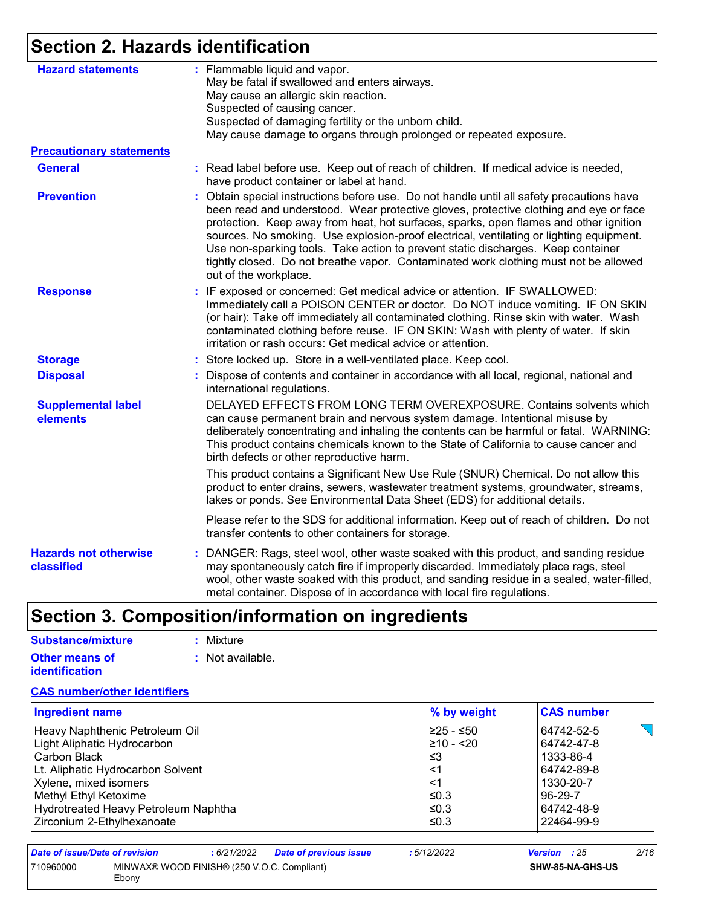## Section 2. Hazards identification

**Hazard statements** : Flammable liquid and vapor.
May be fatal if swallowed and enters airways.
May cause an allergic skin reaction.
Suspected of causing cancer.
Suspected of damaging fertility or the unborn child.
May cause damage to organs through prolonged or repeated exposure.

**Precautionary statements**

**General** : Read label before use. Keep out of reach of children. If medical advice is needed, have product container or label at hand.

**Prevention** : Obtain special instructions before use. Do not handle until all safety precautions have been read and understood. Wear protective gloves, protective clothing and eye or face protection. Keep away from heat, hot surfaces, sparks, open flames and other ignition sources. No smoking. Use explosion-proof electrical, ventilating or lighting equipment. Use non-sparking tools. Take action to prevent static discharges. Keep container tightly closed. Do not breathe vapor. Contaminated work clothing must not be allowed out of the workplace.

**Response** : IF exposed or concerned: Get medical advice or attention. IF SWALLOWED: Immediately call a POISON CENTER or doctor. Do NOT induce vomiting. IF ON SKIN (or hair): Take off immediately all contaminated clothing. Rinse skin with water. Wash contaminated clothing before reuse. IF ON SKIN: Wash with plenty of water. If skin irritation or rash occurs: Get medical advice or attention.

**Storage** : Store locked up. Store in a well-ventilated place. Keep cool.

**Disposal** : Dispose of contents and container in accordance with all local, regional, national and international regulations.

**Supplemental label elements**

DELAYED EFFECTS FROM LONG TERM OVEREXPOSURE. Contains solvents which can cause permanent brain and nervous system damage. Intentional misuse by deliberately concentrating and inhaling the contents can be harmful or fatal. WARNING: This product contains chemicals known to the State of California to cause cancer and birth defects or other reproductive harm.

This product contains a Significant New Use Rule (SNUR) Chemical. Do not allow this product to enter drains, sewers, wastewater treatment systems, groundwater, streams, lakes or ponds. See Environmental Data Sheet (EDS) for additional details.

Please refer to the SDS for additional information. Keep out of reach of children. Do not transfer contents to other containers for storage.

**Hazards not otherwise classified** : DANGER: Rags, steel wool, other waste soaked with this product, and sanding residue may spontaneously catch fire if improperly discarded. Immediately place rags, steel wool, other waste soaked with this product, and sanding residue in a sealed, water-filled, metal container. Dispose of in accordance with local fire regulations.

## Section 3. Composition/information on ingredients

**Substance/mixture** : Mixture

**Other means of identification** : Not available.

**CAS number/other identifiers**

| Ingredient name | % by weight | CAS number |
|---|---|---|
| Heavy Naphthenic Petroleum Oil | ≥25 - ≤50 | 64742-52-5 |
| Light Aliphatic Hydrocarbon | ≥10 - <20 | 64742-47-8 |
| Carbon Black | ≤3 | 1333-86-4 |
| Lt. Aliphatic Hydrocarbon Solvent | <1 | 64742-89-8 |
| Xylene, mixed isomers | <1 | 1330-20-7 |
| Methyl Ethyl Ketoxime | ≤0.3 | 96-29-7 |
| Hydrotreated Heavy Petroleum Naphtha | ≤0.3 | 64742-48-9 |
| Zirconium 2-Ethylhexanoate | ≤0.3 | 22464-99-9 |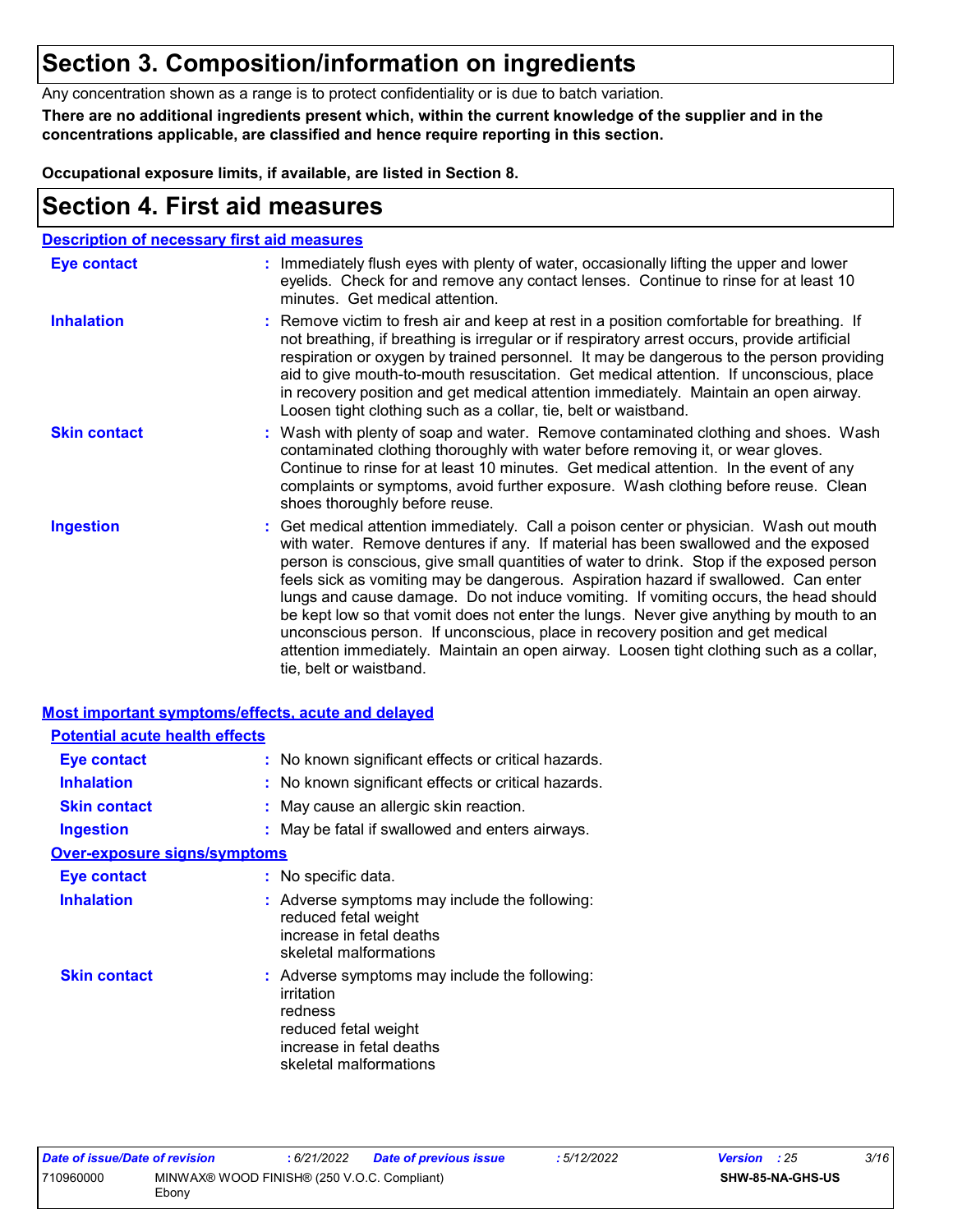# Section 3. Composition/information on ingredients

Any concentration shown as a range is to protect confidentiality or is due to batch variation.

**There are no additional ingredients present which, within the current knowledge of the supplier and in the concentrations applicable, are classified and hence require reporting in this section.**

**Occupational exposure limits, if available, are listed in Section 8.**

# Section 4. First aid measures

## Description of necessary first aid measures

| | |
|---|---|
| **Eye contact** | : Immediately flush eyes with plenty of water, occasionally lifting the upper and lower eyelids. Check for and remove any contact lenses. Continue to rinse for at least 10 minutes. Get medical attention. |
| **Inhalation** | : Remove victim to fresh air and keep at rest in a position comfortable for breathing. If not breathing, if breathing is irregular or if respiratory arrest occurs, provide artificial respiration or oxygen by trained personnel. It may be dangerous to the person providing aid to give mouth-to-mouth resuscitation. Get medical attention. If unconscious, place in recovery position and get medical attention immediately. Maintain an open airway. Loosen tight clothing such as a collar, tie, belt or waistband. |
| **Skin contact** | : Wash with plenty of soap and water. Remove contaminated clothing and shoes. Wash contaminated clothing thoroughly with water before removing it, or wear gloves. Continue to rinse for at least 10 minutes. Get medical attention. In the event of any complaints or symptoms, avoid further exposure. Wash clothing before reuse. Clean shoes thoroughly before reuse. |
| **Ingestion** | : Get medical attention immediately. Call a poison center or physician. Wash out mouth with water. Remove dentures if any. If material has been swallowed and the exposed person is conscious, give small quantities of water to drink. Stop if the exposed person feels sick as vomiting may be dangerous. Aspiration hazard if swallowed. Can enter lungs and cause damage. Do not induce vomiting. If vomiting occurs, the head should be kept low so that vomit does not enter the lungs. Never give anything by mouth to an unconscious person. If unconscious, place in recovery position and get medical attention immediately. Maintain an open airway. Loosen tight clothing such as a collar, tie, belt or waistband. |

## Most important symptoms/effects, acute and delayed

### Potential acute health effects

| | |
|---|---|
| **Eye contact** | : No known significant effects or critical hazards. |
| **Inhalation** | : No known significant effects or critical hazards. |
| **Skin contact** | : May cause an allergic skin reaction. |
| **Ingestion** | : May be fatal if swallowed and enters airways. |

### Over-exposure signs/symptoms

| | |
|---|---|
| **Eye contact** | : No specific data. |
| **Inhalation** | : Adverse symptoms may include the following:<br>reduced fetal weight<br>increase in fetal deaths<br>skeletal malformations |
| **Skin contact** | : Adverse symptoms may include the following:<br>irritation<br>redness<br>reduced fetal weight<br>increase in fetal deaths<br>skeletal malformations |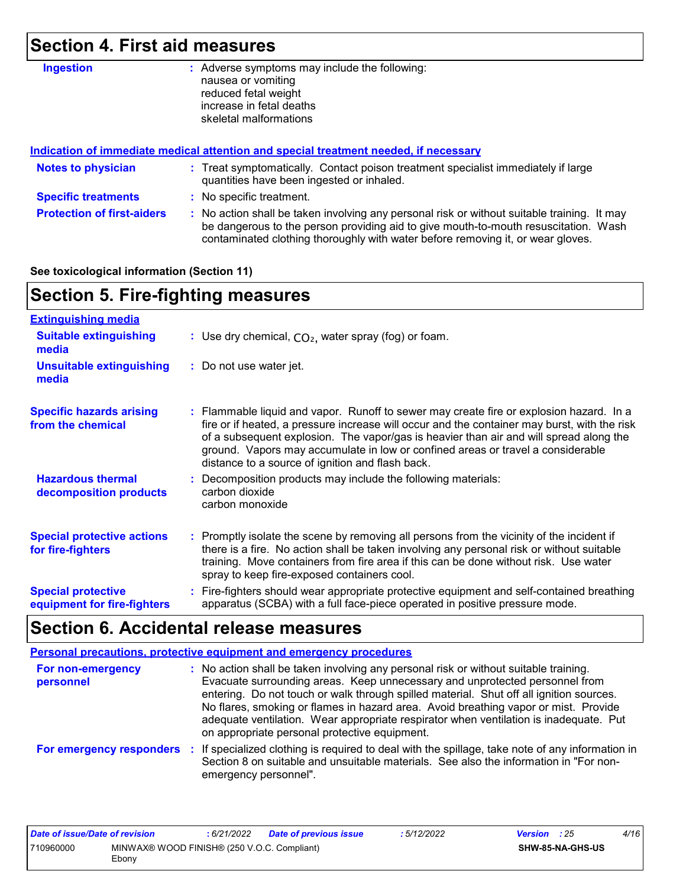## Section 4. First aid measures

**Ingestion** : Adverse symptoms may include the following:
nausea or vomiting
reduced fetal weight
increase in fetal deaths
skeletal malformations

### Indication of immediate medical attention and special treatment needed, if necessary

**Notes to physician** : Treat symptomatically. Contact poison treatment specialist immediately if large quantities have been ingested or inhaled.

**Specific treatments** : No specific treatment.

**Protection of first-aiders** : No action shall be taken involving any personal risk or without suitable training. It may be dangerous to the person providing aid to give mouth-to-mouth resuscitation. Wash contaminated clothing thoroughly with water before removing it, or wear gloves.

**See toxicological information (Section 11)**

## Section 5. Fire-fighting measures

### Extinguishing media

**Suitable extinguishing media** : Use dry chemical, $CO_2$, water spray (fog) or foam.

**Unsuitable extinguishing media** : Do not use water jet.

**Specific hazards arising from the chemical** : Flammable liquid and vapor. Runoff to sewer may create fire or explosion hazard. In a fire or if heated, a pressure increase will occur and the container may burst, with the risk of a subsequent explosion. The vapor/gas is heavier than air and will spread along the ground. Vapors may accumulate in low or confined areas or travel a considerable distance to a source of ignition and flash back.

**Hazardous thermal decomposition products** : Decomposition products may include the following materials:
carbon dioxide
carbon monoxide

**Special protective actions for fire-fighters** : Promptly isolate the scene by removing all persons from the vicinity of the incident if there is a fire. No action shall be taken involving any personal risk or without suitable training. Move containers from fire area if this can be done without risk. Use water spray to keep fire-exposed containers cool.

**Special protective equipment for fire-fighters** : Fire-fighters should wear appropriate protective equipment and self-contained breathing apparatus (SCBA) with a full face-piece operated in positive pressure mode.

## Section 6. Accidental release measures

### Personal precautions, protective equipment and emergency procedures

**For non-emergency personnel** : No action shall be taken involving any personal risk or without suitable training. Evacuate surrounding areas. Keep unnecessary and unprotected personnel from entering. Do not touch or walk through spilled material. Shut off all ignition sources. No flares, smoking or flames in hazard area. Avoid breathing vapor or mist. Provide adequate ventilation. Wear appropriate respirator when ventilation is inadequate. Put on appropriate personal protective equipment.

**For emergency responders** : If specialized clothing is required to deal with the spillage, take note of any information in Section 8 on suitable and unsuitable materials. See also the information in "For non-emergency personnel".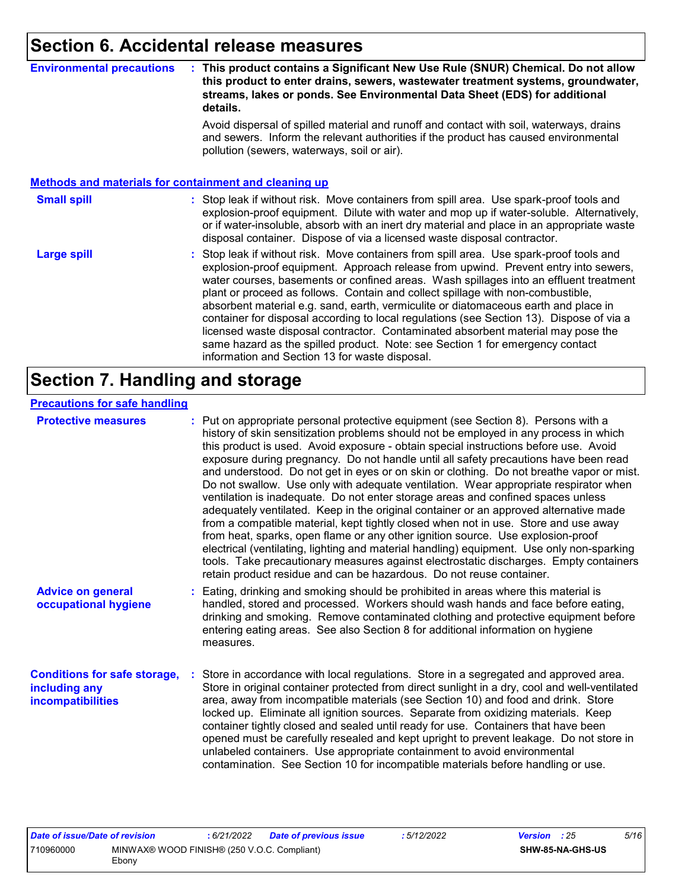## Section 6. Accidental release measures

**Environmental precautions** : **This product contains a Significant New Use Rule (SNUR) Chemical. Do not allow this product to enter drains, sewers, wastewater treatment systems, groundwater, streams, lakes or ponds. See Environmental Data Sheet (EDS) for additional details.**

Avoid dispersal of spilled material and runoff and contact with soil, waterways, drains and sewers. Inform the relevant authorities if the product has caused environmental pollution (sewers, waterways, soil or air).

### Methods and materials for containment and cleaning up

**Small spill** : Stop leak if without risk. Move containers from spill area. Use spark-proof tools and explosion-proof equipment. Dilute with water and mop up if water-soluble. Alternatively, or if water-insoluble, absorb with an inert dry material and place in an appropriate waste disposal container. Dispose of via a licensed waste disposal contractor.

**Large spill** : Stop leak if without risk. Move containers from spill area. Use spark-proof tools and explosion-proof equipment. Approach release from upwind. Prevent entry into sewers, water courses, basements or confined areas. Wash spillages into an effluent treatment plant or proceed as follows. Contain and collect spillage with non-combustible, absorbent material e.g. sand, earth, vermiculite or diatomaceous earth and place in container for disposal according to local regulations (see Section 13). Dispose of via a licensed waste disposal contractor. Contaminated absorbent material may pose the same hazard as the spilled product. Note: see Section 1 for emergency contact information and Section 13 for waste disposal.

## Section 7. Handling and storage

### Precautions for safe handling

**Protective measures** : Put on appropriate personal protective equipment (see Section 8). Persons with a history of skin sensitization problems should not be employed in any process in which this product is used. Avoid exposure - obtain special instructions before use. Avoid exposure during pregnancy. Do not handle until all safety precautions have been read and understood. Do not get in eyes or on skin or clothing. Do not breathe vapor or mist. Do not swallow. Use only with adequate ventilation. Wear appropriate respirator when ventilation is inadequate. Do not enter storage areas and confined spaces unless adequately ventilated. Keep in the original container or an approved alternative made from a compatible material, kept tightly closed when not in use. Store and use away from heat, sparks, open flame or any other ignition source. Use explosion-proof electrical (ventilating, lighting and material handling) equipment. Use only non-sparking tools. Take precautionary measures against electrostatic discharges. Empty containers retain product residue and can be hazardous. Do not reuse container.

**Advice on general occupational hygiene** : Eating, drinking and smoking should be prohibited in areas where this material is handled, stored and processed. Workers should wash hands and face before eating, drinking and smoking. Remove contaminated clothing and protective equipment before entering eating areas. See also Section 8 for additional information on hygiene measures.

**Conditions for safe storage, including any incompatibilities** : Store in accordance with local regulations. Store in a segregated and approved area. Store in original container protected from direct sunlight in a dry, cool and well-ventilated area, away from incompatible materials (see Section 10) and food and drink. Store locked up. Eliminate all ignition sources. Separate from oxidizing materials. Keep container tightly closed and sealed until ready for use. Containers that have been opened must be carefully resealed and kept upright to prevent leakage. Do not store in unlabeled containers. Use appropriate containment to avoid environmental contamination. See Section 10 for incompatible materials before handling or use.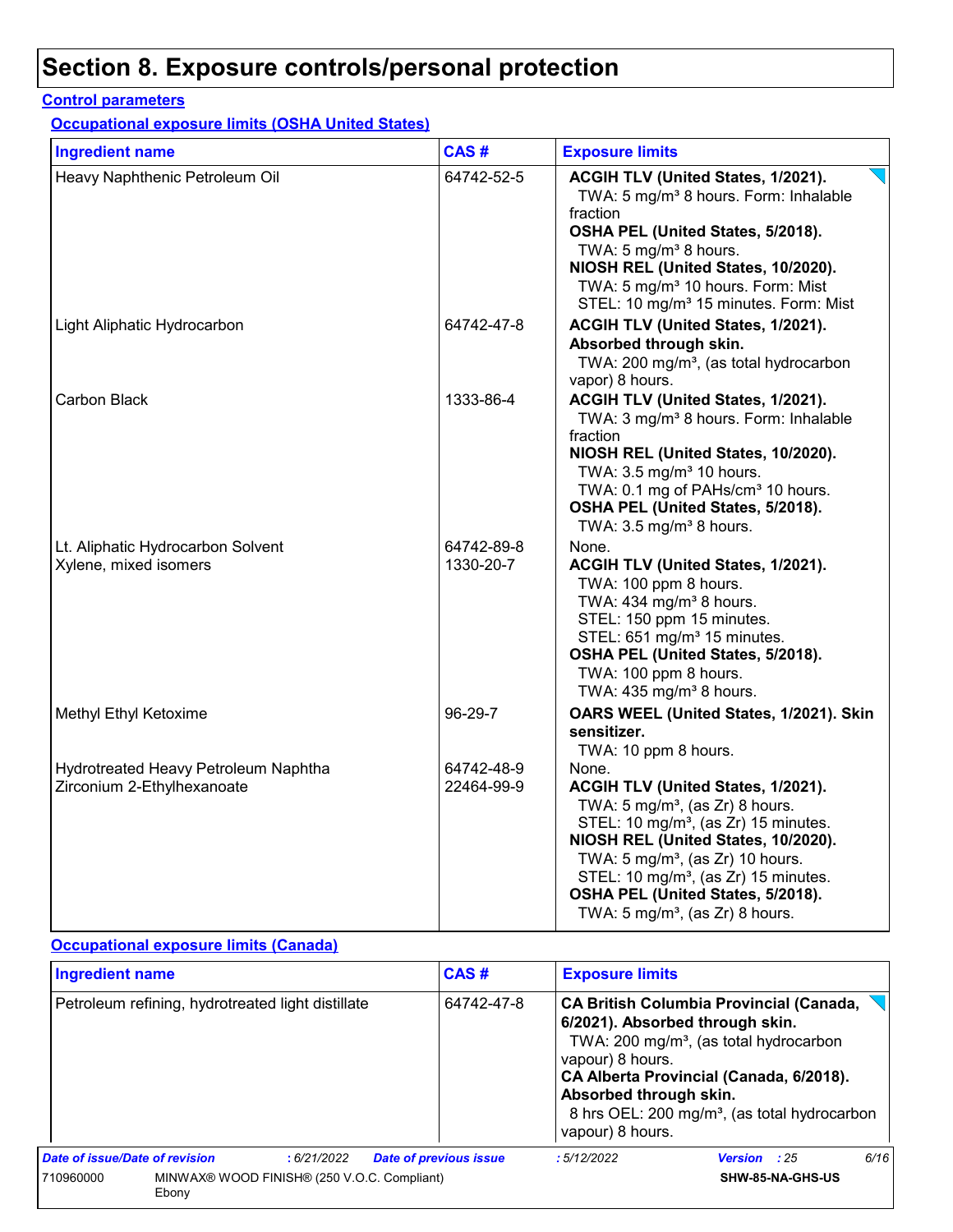# Section 8. Exposure controls/personal protection

**Control parameters**

**Occupational exposure limits (OSHA United States)**

| Ingredient name | CAS # | Exposure limits |
|---|---|---|
| Heavy Naphthenic Petroleum Oil | 64742-52-5 | **ACGIH TLV (United States, 1/2021).** TWA: 5 mg/m³ 8 hours. Form: Inhalable fraction **OSHA PEL (United States, 5/2018).** TWA: 5 mg/m³ 8 hours. **NIOSH REL (United States, 10/2020).** TWA: 5 mg/m³ 10 hours. Form: Mist STEL: 10 mg/m³ 15 minutes. Form: Mist |
| Light Aliphatic Hydrocarbon | 64742-47-8 | **ACGIH TLV (United States, 1/2021). Absorbed through skin.** TWA: 200 mg/m³, (as total hydrocarbon vapor) 8 hours. |
| Carbon Black | 1333-86-4 | **ACGIH TLV (United States, 1/2021).** TWA: 3 mg/m³ 8 hours. Form: Inhalable fraction **NIOSH REL (United States, 10/2020).** TWA: 3.5 mg/m³ 10 hours. TWA: 0.1 mg of PAHs/cm³ 10 hours. **OSHA PEL (United States, 5/2018).** TWA: 3.5 mg/m³ 8 hours. |
| Lt. Aliphatic Hydrocarbon Solvent | 64742-89-8 | None. |
| Xylene, mixed isomers | 1330-20-7 | **ACGIH TLV (United States, 1/2021).** TWA: 100 ppm 8 hours. TWA: 434 mg/m³ 8 hours. STEL: 150 ppm 15 minutes. STEL: 651 mg/m³ 15 minutes. **OSHA PEL (United States, 5/2018).** TWA: 100 ppm 8 hours. TWA: 435 mg/m³ 8 hours. |
| Methyl Ethyl Ketoxime | 96-29-7 | **OARS WEEL (United States, 1/2021). Skin sensitizer.** TWA: 10 ppm 8 hours. |
| Hydrotreated Heavy Petroleum Naphtha | 64742-48-9 | None. |
| Zirconium 2-Ethylhexanoate | 22464-99-9 | **ACGIH TLV (United States, 1/2021).** TWA: 5 mg/m³, (as Zr) 8 hours. STEL: 10 mg/m³, (as Zr) 15 minutes. **NIOSH REL (United States, 10/2020).** TWA: 5 mg/m³, (as Zr) 10 hours. STEL: 10 mg/m³, (as Zr) 15 minutes. **OSHA PEL (United States, 5/2018).** TWA: 5 mg/m³, (as Zr) 8 hours. |

**Occupational exposure limits (Canada)**

| Ingredient name | CAS # | Exposure limits |
|---|---|---|
| Petroleum refining, hydrotreated light distillate | 64742-47-8 | **CA British Columbia Provincial (Canada, 6/2021). Absorbed through skin.** TWA: 200 mg/m³, (as total hydrocarbon vapour) 8 hours. **CA Alberta Provincial (Canada, 6/2018). Absorbed through skin.** 8 hrs OEL: 200 mg/m³, (as total hydrocarbon vapour) 8 hours. |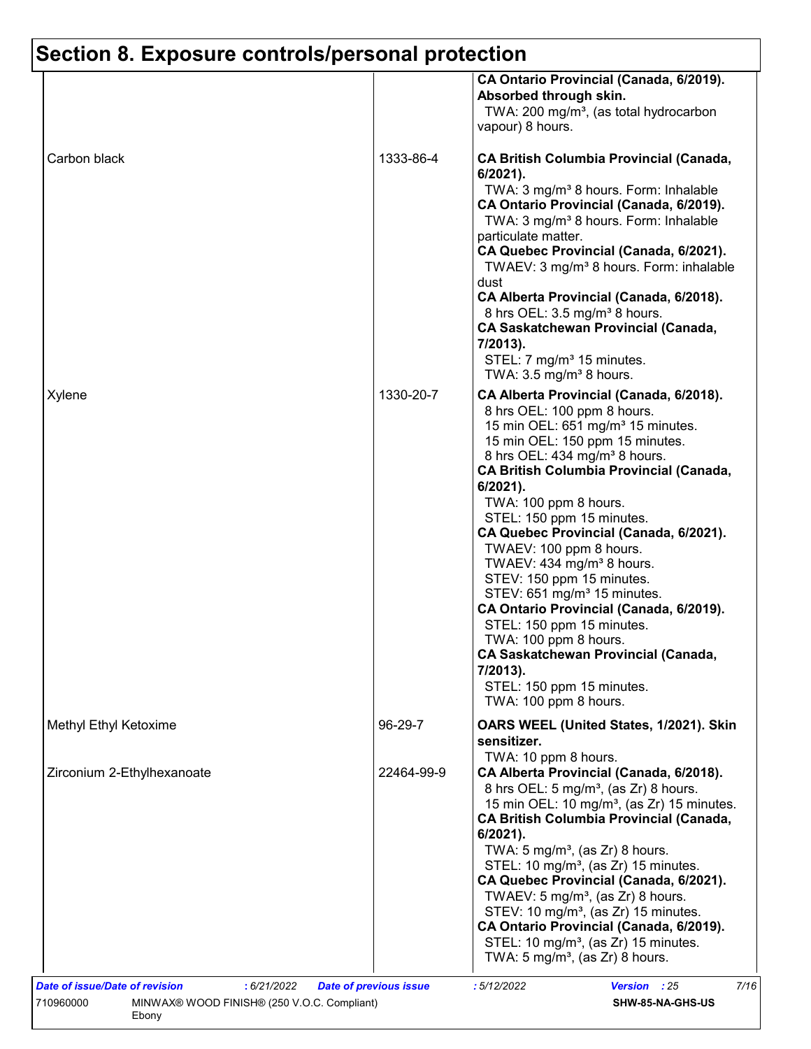# Section 8. Exposure controls/personal protection

| | | |
|---|---|---|
| | | **CA Ontario Provincial (Canada, 6/2019). Absorbed through skin.**<br>TWA: 200 mg/m³, (as total hydrocarbon vapour) 8 hours. |
| Carbon black | 1333-86-4 | **CA British Columbia Provincial (Canada, 6/2021).**<br>TWA: 3 mg/m³ 8 hours. Form: Inhalable<br>**CA Ontario Provincial (Canada, 6/2019).**<br>TWA: 3 mg/m³ 8 hours. Form: Inhalable particulate matter.<br>**CA Quebec Provincial (Canada, 6/2021).**<br>TWAEV: 3 mg/m³ 8 hours. Form: inhalable dust<br>**CA Alberta Provincial (Canada, 6/2018).**<br>8 hrs OEL: 3.5 mg/m³ 8 hours.<br>**CA Saskatchewan Provincial (Canada, 7/2013).**<br>STEL: 7 mg/m³ 15 minutes.<br>TWA: 3.5 mg/m³ 8 hours. |
| Xylene | 1330-20-7 | **CA Alberta Provincial (Canada, 6/2018).**<br>8 hrs OEL: 100 ppm 8 hours.<br>15 min OEL: 651 mg/m³ 15 minutes.<br>15 min OEL: 150 ppm 15 minutes.<br>8 hrs OEL: 434 mg/m³ 8 hours.<br>**CA British Columbia Provincial (Canada, 6/2021).**<br>TWA: 100 ppm 8 hours.<br>STEL: 150 ppm 15 minutes.<br>**CA Quebec Provincial (Canada, 6/2021).**<br>TWAEV: 100 ppm 8 hours.<br>TWAEV: 434 mg/m³ 8 hours.<br>STEV: 150 ppm 15 minutes.<br>STEV: 651 mg/m³ 15 minutes.<br>**CA Ontario Provincial (Canada, 6/2019).**<br>STEL: 150 ppm 15 minutes.<br>TWA: 100 ppm 8 hours.<br>**CA Saskatchewan Provincial (Canada, 7/2013).**<br>STEL: 150 ppm 15 minutes.<br>TWA: 100 ppm 8 hours. |
| Methyl Ethyl Ketoxime | 96-29-7 | **OARS WEEL (United States, 1/2021). Skin sensitizer.**<br>TWA: 10 ppm 8 hours. |
| Zirconium 2-Ethylhexanoate | 22464-99-9 | **CA Alberta Provincial (Canada, 6/2018).**<br>8 hrs OEL: 5 mg/m³, (as Zr) 8 hours.<br>15 min OEL: 10 mg/m³, (as Zr) 15 minutes.<br>**CA British Columbia Provincial (Canada, 6/2021).**<br>TWA: 5 mg/m³, (as Zr) 8 hours.<br>STEL: 10 mg/m³, (as Zr) 15 minutes.<br>**CA Quebec Provincial (Canada, 6/2021).**<br>TWAEV: 5 mg/m³, (as Zr) 8 hours.<br>STEV: 10 mg/m³, (as Zr) 15 minutes.<br>**CA Ontario Provincial (Canada, 6/2019).**<br>STEL: 10 mg/m³, (as Zr) 15 minutes.<br>TWA: 5 mg/m³, (as Zr) 8 hours. |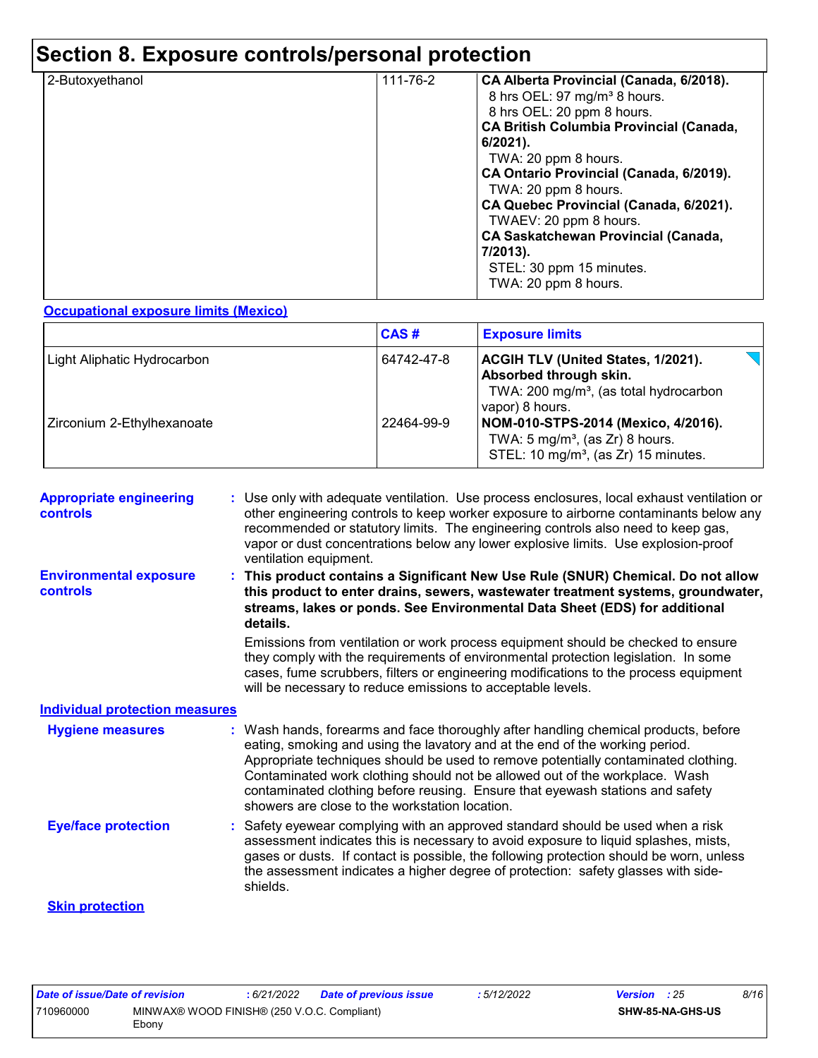# Section 8. Exposure controls/personal protection

| | | |
|---|---|---|
| 2-Butoxyethanol | 111-76-2 | **CA Alberta Provincial (Canada, 6/2018).**<br>8 hrs OEL: 97 mg/m³ 8 hours.<br>8 hrs OEL: 20 ppm 8 hours.<br>**CA British Columbia Provincial (Canada, 6/2021).**<br>TWA: 20 ppm 8 hours.<br>**CA Ontario Provincial (Canada, 6/2019).**<br>TWA: 20 ppm 8 hours.<br>**CA Quebec Provincial (Canada, 6/2021).**<br>TWAEV: 20 ppm 8 hours.<br>**CA Saskatchewan Provincial (Canada, 7/2013).**<br>STEL: 30 ppm 15 minutes.<br>TWA: 20 ppm 8 hours. |

**Occupational exposure limits (Mexico)**

| | CAS # | Exposure limits |
|---|---|---|
| Light Aliphatic Hydrocarbon | 64742-47-8 | **ACGIH TLV (United States, 1/2021). Absorbed through skin.**<br>TWA: 200 mg/m³, (as total hydrocarbon vapor) 8 hours. |
| Zirconium 2-Ethylhexanoate | 22464-99-9 | **NOM-010-STPS-2014 (Mexico, 4/2016).**<br>TWA: 5 mg/m³, (as Zr) 8 hours.<br>STEL: 10 mg/m³, (as Zr) 15 minutes. |

**Appropriate engineering controls** : Use only with adequate ventilation. Use process enclosures, local exhaust ventilation or other engineering controls to keep worker exposure to airborne contaminants below any recommended or statutory limits. The engineering controls also need to keep gas, vapor or dust concentrations below any lower explosive limits. Use explosion-proof ventilation equipment.

**Environmental exposure controls** : **This product contains a Significant New Use Rule (SNUR) Chemical. Do not allow this product to enter drains, sewers, wastewater treatment systems, groundwater, streams, lakes or ponds. See Environmental Data Sheet (EDS) for additional details.**

Emissions from ventilation or work process equipment should be checked to ensure they comply with the requirements of environmental protection legislation. In some cases, fume scrubbers, filters or engineering modifications to the process equipment will be necessary to reduce emissions to acceptable levels.

**Individual protection measures**

**Hygiene measures** : Wash hands, forearms and face thoroughly after handling chemical products, before eating, smoking and using the lavatory and at the end of the working period. Appropriate techniques should be used to remove potentially contaminated clothing. Contaminated work clothing should not be allowed out of the workplace. Wash contaminated clothing before reusing. Ensure that eyewash stations and safety showers are close to the workstation location.

**Eye/face protection** : Safety eyewear complying with an approved standard should be used when a risk assessment indicates this is necessary to avoid exposure to liquid splashes, mists, gases or dusts. If contact is possible, the following protection should be worn, unless the assessment indicates a higher degree of protection: safety glasses with side-shields.

**Skin protection**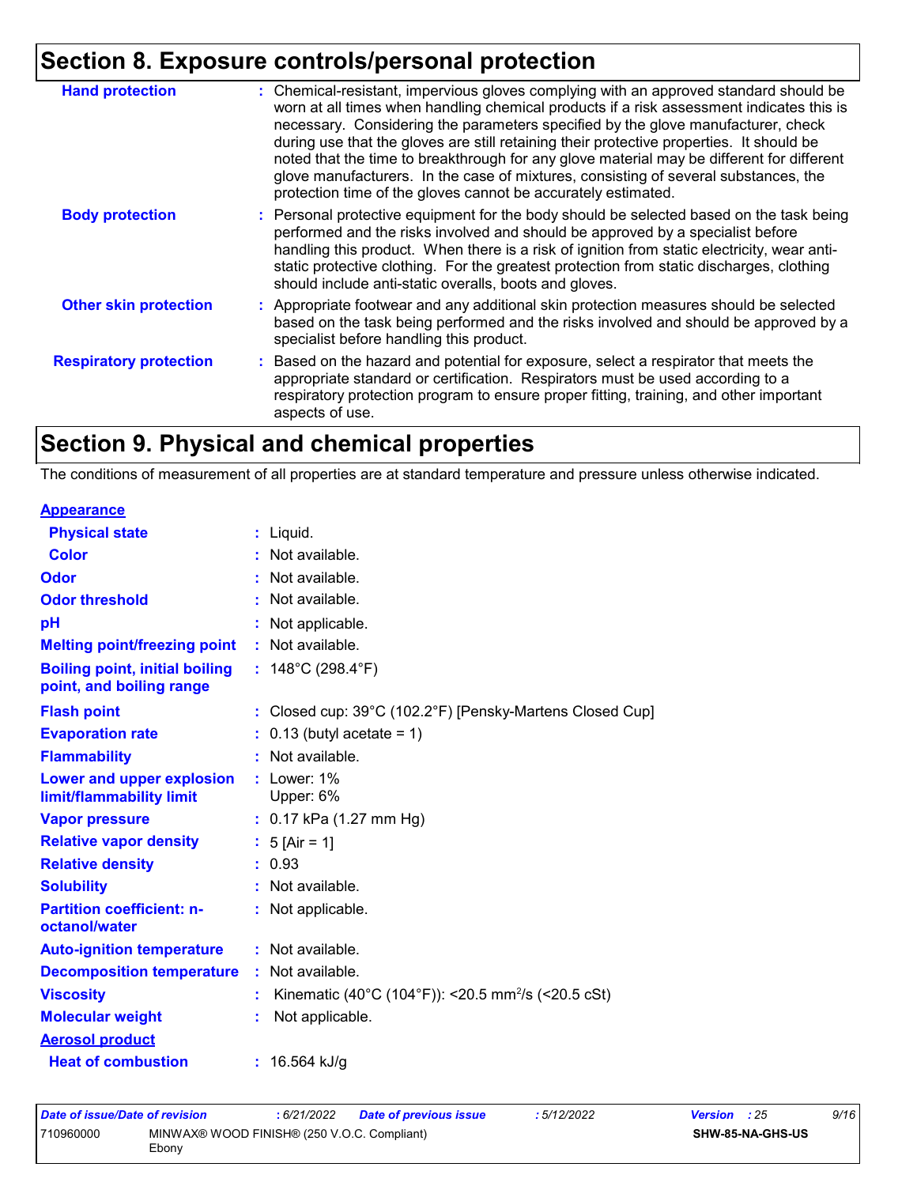## Section 8. Exposure controls/personal protection

| | |
|---|---|
| **Hand protection** | : Chemical-resistant, impervious gloves complying with an approved standard should be worn at all times when handling chemical products if a risk assessment indicates this is necessary. Considering the parameters specified by the glove manufacturer, check during use that the gloves are still retaining their protective properties. It should be noted that the time to breakthrough for any glove material may be different for different glove manufacturers. In the case of mixtures, consisting of several substances, the protection time of the gloves cannot be accurately estimated. |
| **Body protection** | : Personal protective equipment for the body should be selected based on the task being performed and the risks involved and should be approved by a specialist before handling this product. When there is a risk of ignition from static electricity, wear anti-static protective clothing. For the greatest protection from static discharges, clothing should include anti-static overalls, boots and gloves. |
| **Other skin protection** | : Appropriate footwear and any additional skin protection measures should be selected based on the task being performed and the risks involved and should be approved by a specialist before handling this product. |
| **Respiratory protection** | : Based on the hazard and potential for exposure, select a respirator that meets the appropriate standard or certification. Respirators must be used according to a respiratory protection program to ensure proper fitting, training, and other important aspects of use. |

## Section 9. Physical and chemical properties

The conditions of measurement of all properties are at standard temperature and pressure unless otherwise indicated.

**Appearance**

| | |
|---|---|
| **Physical state** | : Liquid. |
| **Color** | : Not available. |
| **Odor** | : Not available. |
| **Odor threshold** | : Not available. |
| **pH** | : Not applicable. |
| **Melting point/freezing point** | : Not available. |
| **Boiling point, initial boiling point, and boiling range** | : 148°C (298.4°F) |
| **Flash point** | : Closed cup: 39°C (102.2°F) [Pensky-Martens Closed Cup] |
| **Evaporation rate** | : 0.13 (butyl acetate = 1) |
| **Flammability** | : Not available. |
| **Lower and upper explosion limit/flammability limit** | : Lower: 1%<br>Upper: 6% |
| **Vapor pressure** | : 0.17 kPa (1.27 mm Hg) |
| **Relative vapor density** | : 5 [Air = 1] |
| **Relative density** | : 0.93 |
| **Solubility** | : Not available. |
| **Partition coefficient: n-octanol/water** | : Not applicable. |
| **Auto-ignition temperature** | : Not available. |
| **Decomposition temperature** | : Not available. |
| **Viscosity** | : Kinematic (40°C (104°F)): <20.5 $mm^2/s$ (<20.5 cSt) |
| **Molecular weight** | : Not applicable. |

**Aerosol product**

| | |
|---|---|
| **Heat of combustion** | : 16.564 kJ/g |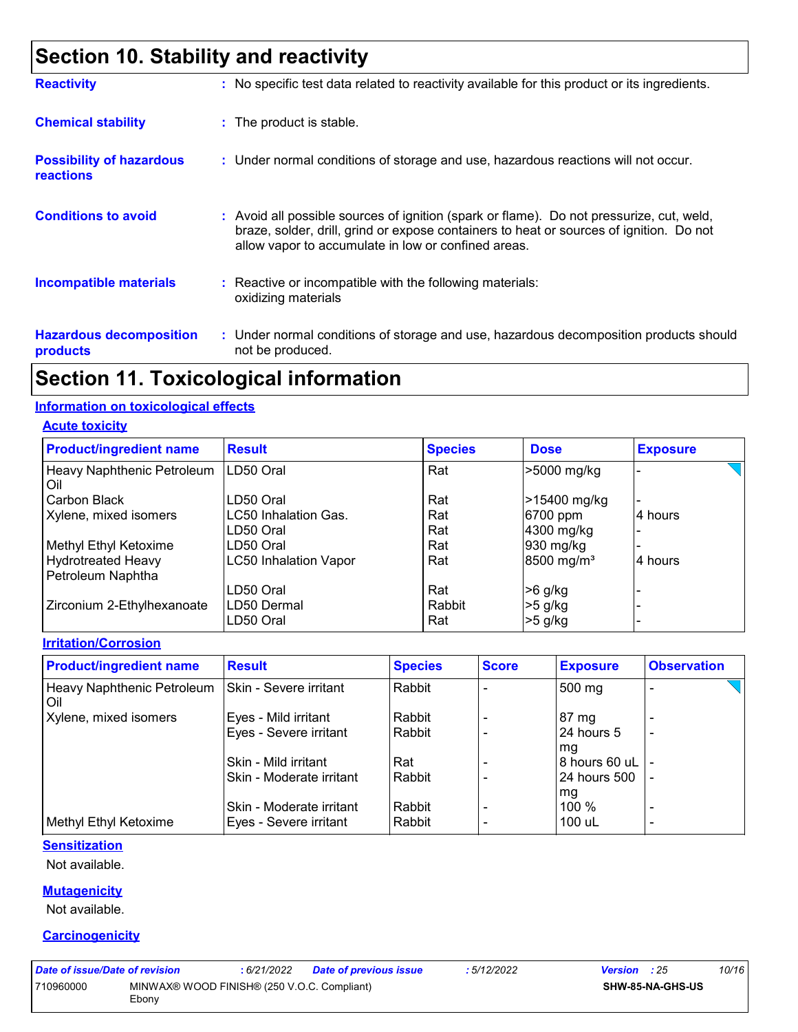## Section 10. Stability and reactivity

**Reactivity** : No specific test data related to reactivity available for this product or its ingredients.

**Chemical stability** : The product is stable.

**Possibility of hazardous reactions** : Under normal conditions of storage and use, hazardous reactions will not occur.

**Conditions to avoid** : Avoid all possible sources of ignition (spark or flame). Do not pressurize, cut, weld, braze, solder, drill, grind or expose containers to heat or sources of ignition. Do not allow vapor to accumulate in low or confined areas.

**Incompatible materials** : Reactive or incompatible with the following materials: oxidizing materials

**Hazardous decomposition products** : Under normal conditions of storage and use, hazardous decomposition products should not be produced.

## Section 11. Toxicological information

### Information on toxicological effects

#### Acute toxicity

| Product/ingredient name | Result | Species | Dose | Exposure |
|---|---|---|---|---|
| Heavy Naphthenic Petroleum Oil | LD50 Oral | Rat | >5000 mg/kg | - |
| Carbon Black | LD50 Oral | Rat | >15400 mg/kg | - |
| Xylene, mixed isomers | LC50 Inhalation Gas. | Rat | 6700 ppm | 4 hours |
| | LD50 Oral | Rat | 4300 mg/kg | - |
| Methyl Ethyl Ketoxime | LD50 Oral | Rat | 930 mg/kg | - |
| Hydrotreated Heavy Petroleum Naphtha | LC50 Inhalation Vapor | Rat | 8500 mg/m³ | 4 hours |
| | LD50 Oral | Rat | >6 g/kg | - |
| Zirconium 2-Ethylhexanoate | LD50 Dermal | Rabbit | >5 g/kg | - |
| | LD50 Oral | Rat | >5 g/kg | - |

#### Irritation/Corrosion

| Product/ingredient name | Result | Species | Score | Exposure | Observation |
|---|---|---|---|---|---|
| Heavy Naphthenic Petroleum Oil | Skin - Severe irritant | Rabbit | - | 500 mg | - |
| Xylene, mixed isomers | Eyes - Mild irritant | Rabbit | - | 87 mg | - |
| | Eyes - Severe irritant | Rabbit | - | 24 hours 5 mg | - |
| | Skin - Mild irritant | Rat | - | 8 hours 60 uL | - |
| | Skin - Moderate irritant | Rabbit | - | 24 hours 500 mg | - |
| | Skin - Moderate irritant | Rabbit | - | 100 % | - |
| Methyl Ethyl Ketoxime | Eyes - Severe irritant | Rabbit | - | 100 uL | - |

#### Sensitization

Not available.

#### Mutagenicity

Not available.

#### Carcinogenicity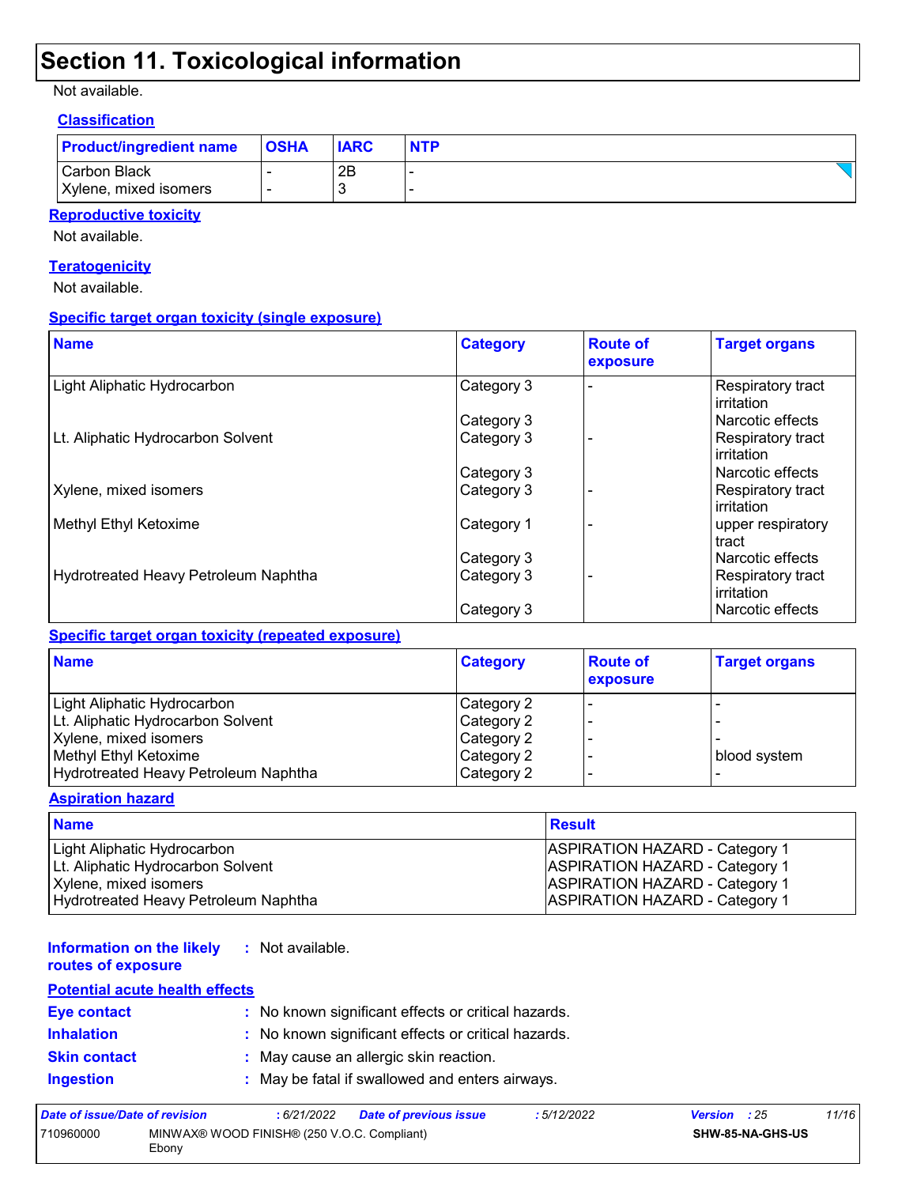# Section 11. Toxicological information

Not available.

**Classification**

| Product/ingredient name | OSHA | IARC | NTP |
|---|---|---|---|
| Carbon Black | - | 2B | - |
| Xylene, mixed isomers | - | 3 | - |

**Reproductive toxicity**

Not available.

**Teratogenicity**

Not available.

**Specific target organ toxicity (single exposure)**

| Name | Category | Route of exposure | Target organs |
|---|---|---|---|
| Light Aliphatic Hydrocarbon | Category 3 | - | Respiratory tract irritation |
| | Category 3 | | Narcotic effects |
| Lt. Aliphatic Hydrocarbon Solvent | Category 3 | - | Respiratory tract irritation |
| | Category 3 | | Narcotic effects |
| Xylene, mixed isomers | Category 3 | - | Respiratory tract irritation |
| Methyl Ethyl Ketoxime | Category 1 | - | upper respiratory tract |
| | Category 3 | | Narcotic effects |
| Hydrotreated Heavy Petroleum Naphtha | Category 3 | - | Respiratory tract irritation |
| | Category 3 | | Narcotic effects |

**Specific target organ toxicity (repeated exposure)**

| Name | Category | Route of exposure | Target organs |
|---|---|---|---|
| Light Aliphatic Hydrocarbon | Category 2 | - | - |
| Lt. Aliphatic Hydrocarbon Solvent | Category 2 | - | - |
| Xylene, mixed isomers | Category 2 | - | - |
| Methyl Ethyl Ketoxime | Category 2 | - | blood system |
| Hydrotreated Heavy Petroleum Naphtha | Category 2 | - | - |

**Aspiration hazard**

| Name | Result |
|---|---|
| Light Aliphatic Hydrocarbon | ASPIRATION HAZARD - Category 1 |
| Lt. Aliphatic Hydrocarbon Solvent | ASPIRATION HAZARD - Category 1 |
| Xylene, mixed isomers | ASPIRATION HAZARD - Category 1 |
| Hydrotreated Heavy Petroleum Naphtha | ASPIRATION HAZARD - Category 1 |

**Information on the likely routes of exposure** : Not available.

**Potential acute health effects**

**Eye contact** : No known significant effects or critical hazards.

**Inhalation** : No known significant effects or critical hazards.

**Skin contact** : May cause an allergic skin reaction.

**Ingestion** : May be fatal if swallowed and enters airways.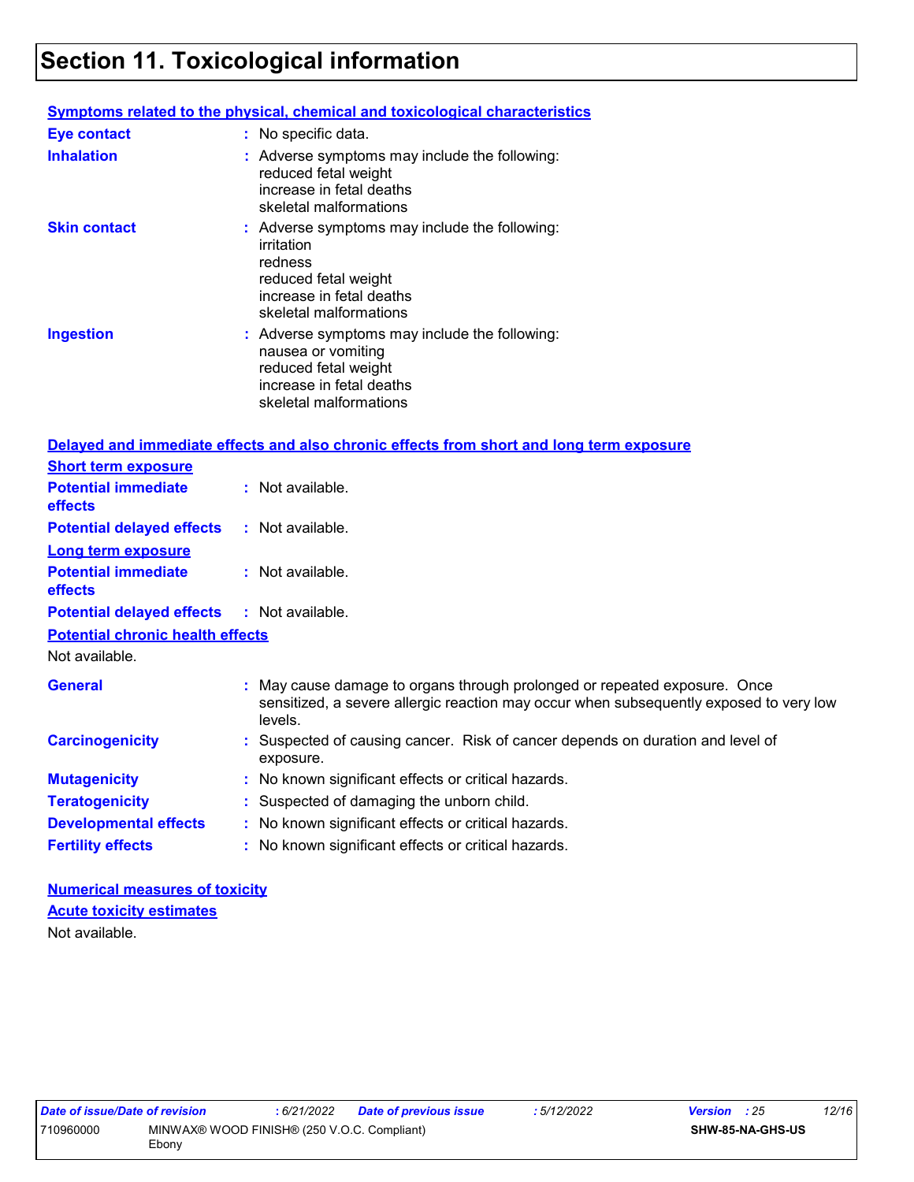# Section 11. Toxicological information

### Symptoms related to the physical, chemical and toxicological characteristics

**Eye contact** : No specific data.

**Inhalation** : Adverse symptoms may include the following:
reduced fetal weight
increase in fetal deaths
skeletal malformations

**Skin contact** : Adverse symptoms may include the following:
irritation
redness
reduced fetal weight
increase in fetal deaths
skeletal malformations

**Ingestion** : Adverse symptoms may include the following:
nausea or vomiting
reduced fetal weight
increase in fetal deaths
skeletal malformations

### Delayed and immediate effects and also chronic effects from short and long term exposure

**Short term exposure**

**Potential immediate effects** : Not available.

**Potential delayed effects** : Not available.

**Long term exposure**

**Potential immediate effects** : Not available.

**Potential delayed effects** : Not available.

**Potential chronic health effects**

Not available.

**General** : May cause damage to organs through prolonged or repeated exposure. Once sensitized, a severe allergic reaction may occur when subsequently exposed to very low levels.

**Carcinogenicity** : Suspected of causing cancer. Risk of cancer depends on duration and level of exposure.

**Mutagenicity** : No known significant effects or critical hazards.

**Teratogenicity** : Suspected of damaging the unborn child.

**Developmental effects** : No known significant effects or critical hazards.

**Fertility effects** : No known significant effects or critical hazards.

### Numerical measures of toxicity

**Acute toxicity estimates**

Not available.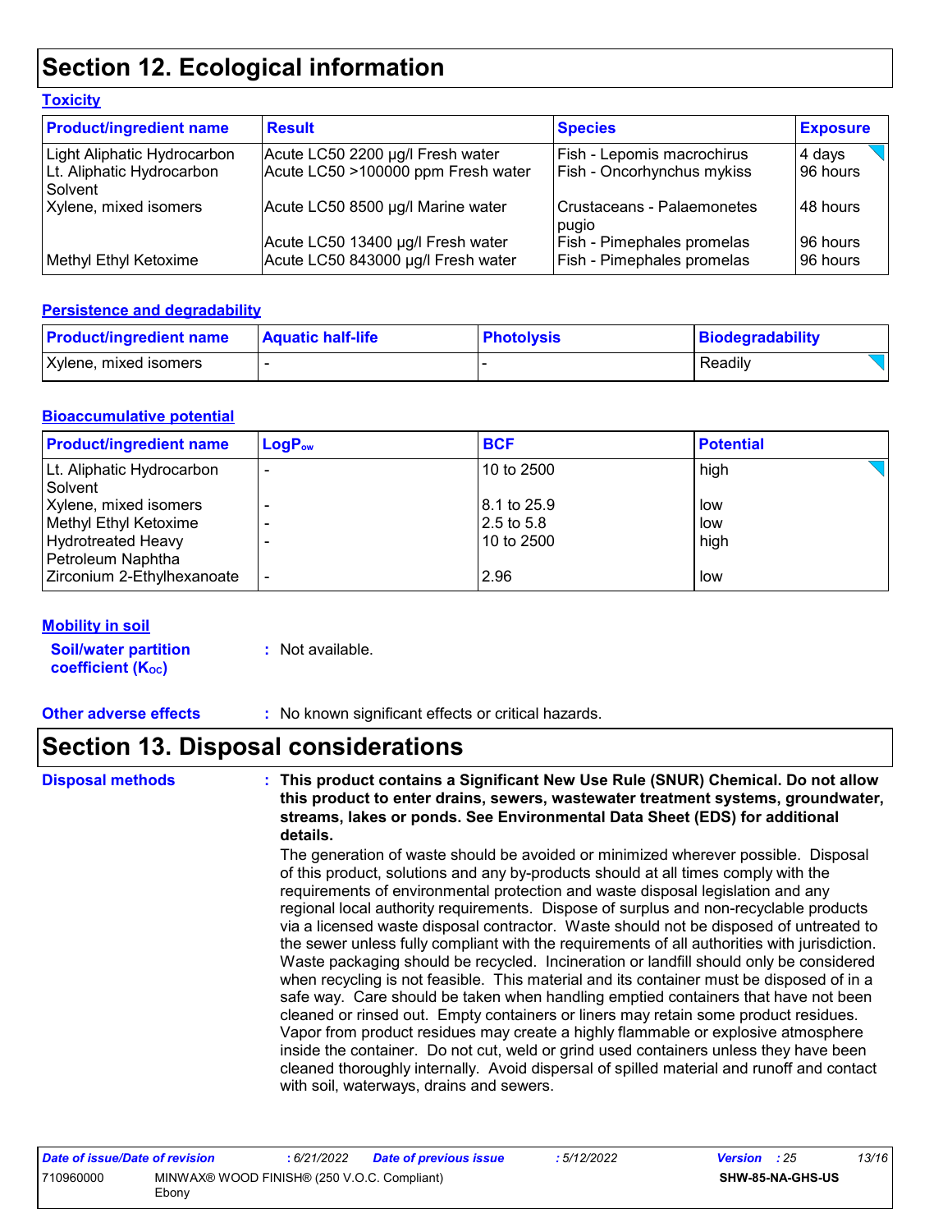# Section 12. Ecological information

### Toxicity

| Product/ingredient name | Result | Species | Exposure |
|---|---|---|---|
| Light Aliphatic Hydrocarbon | Acute LC50 2200 µg/l Fresh water | Fish - Lepomis macrochirus | 4 days |
| Lt. Aliphatic Hydrocarbon Solvent | Acute LC50 >100000 ppm Fresh water | Fish - Oncorhynchus mykiss | 96 hours |
| Xylene, mixed isomers | Acute LC50 8500 µg/l Marine water | Crustaceans - Palaemonetes pugio | 48 hours |
| | Acute LC50 13400 µg/l Fresh water | Fish - Pimephales promelas | 96 hours |
| Methyl Ethyl Ketoxime | Acute LC50 843000 µg/l Fresh water | Fish - Pimephales promelas | 96 hours |

### Persistence and degradability

| Product/ingredient name | Aquatic half-life | Photolysis | Biodegradability |
|---|---|---|---|
| Xylene, mixed isomers | - | - | Readily |

### Bioaccumulative potential

| Product/ingredient name | $LogP_{ow}$ | BCF | Potential |
|---|---|---|---|
| Lt. Aliphatic Hydrocarbon Solvent | - | 10 to 2500 | high |
| Xylene, mixed isomers | - | 8.1 to 25.9 | low |
| Methyl Ethyl Ketoxime | - | 2.5 to 5.8 | low |
| Hydrotreated Heavy Petroleum Naphtha | - | 10 to 2500 | high |
| Zirconium 2-Ethylhexanoate | - | 2.96 | low |

### Mobility in soil

**Soil/water partition coefficient ($K_{OC}$)** : Not available.

**Other adverse effects** : No known significant effects or critical hazards.

# Section 13. Disposal considerations

**Disposal methods** : **This product contains a Significant New Use Rule (SNUR) Chemical. Do not allow this product to enter drains, sewers, wastewater treatment systems, groundwater, streams, lakes or ponds. See Environmental Data Sheet (EDS) for additional details.**

The generation of waste should be avoided or minimized wherever possible. Disposal of this product, solutions and any by-products should at all times comply with the requirements of environmental protection and waste disposal legislation and any regional local authority requirements. Dispose of surplus and non-recyclable products via a licensed waste disposal contractor. Waste should not be disposed of untreated to the sewer unless fully compliant with the requirements of all authorities with jurisdiction. Waste packaging should be recycled. Incineration or landfill should only be considered when recycling is not feasible. This material and its container must be disposed of in a safe way. Care should be taken when handling emptied containers that have not been cleaned or rinsed out. Empty containers or liners may retain some product residues. Vapor from product residues may create a highly flammable or explosive atmosphere inside the container. Do not cut, weld or grind used containers unless they have been cleaned thoroughly internally. Avoid dispersal of spilled material and runoff and contact with soil, waterways, drains and sewers.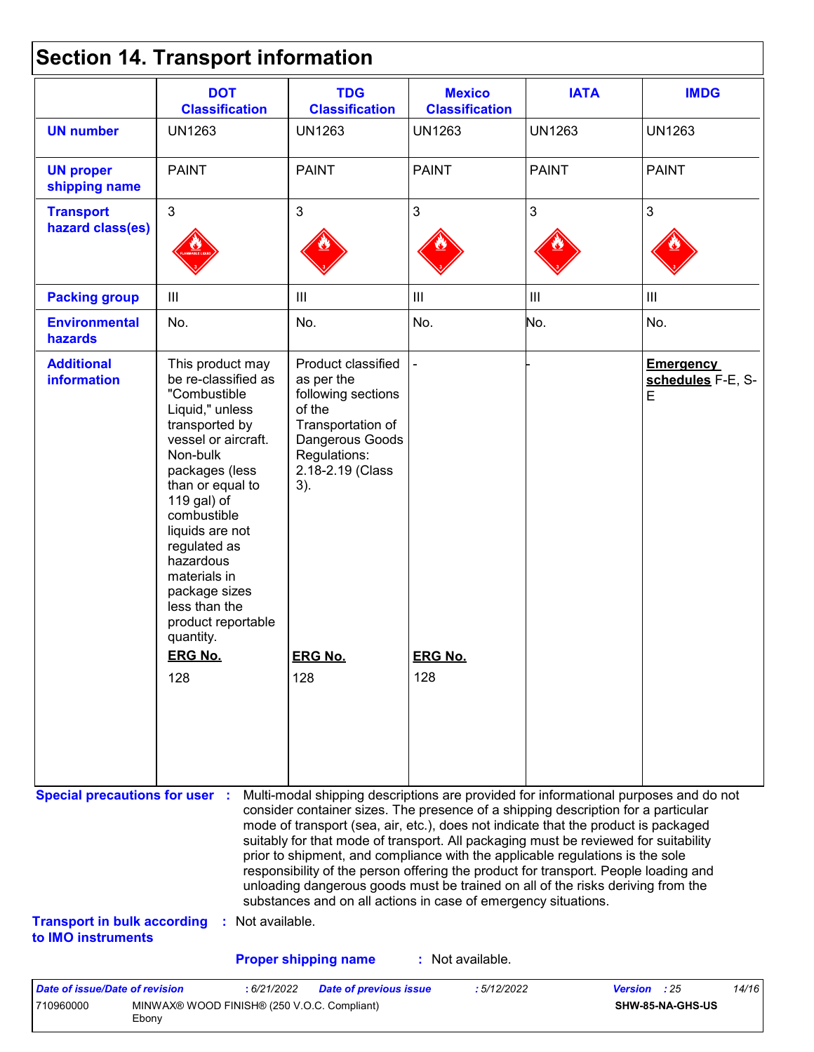## Section 14. Transport information

| | DOT Classification | TDG Classification | Mexico Classification | IATA | IMDG |
|---|---|---|---|---|---|
| **UN number** | UN1263 | UN1263 | UN1263 | UN1263 | UN1263 |
| **UN proper shipping name** | PAINT | PAINT | PAINT | PAINT | PAINT |
| **Transport hazard class(es)** | 3 | 3 | 3 | 3 | 3 |
| **Packing group** | III | III | III | III | III |
| **Environmental hazards** | No. | No. | No. | No. | No. |
| **Additional information** | This product may be re-classified as "Combustible Liquid," unless transported by vessel or aircraft. Non-bulk packages (less than or equal to 119 gal) of combustible liquids are not regulated as hazardous materials in package sizes less than the product reportable quantity. **ERG No.** 128 | Product classified as per the following sections of the Transportation of Dangerous Goods Regulations: 2.18-2.19 (Class 3). **ERG No.** 128 | - **ERG No.** 128 | - | **Emergency schedules** F-E, S-E |

**Special precautions for user** : Multi-modal shipping descriptions are provided for informational purposes and do not consider container sizes. The presence of a shipping description for a particular mode of transport (sea, air, etc.), does not indicate that the product is packaged suitably for that mode of transport. All packaging must be reviewed for suitability prior to shipment, and compliance with the applicable regulations is the sole responsibility of the person offering the product for transport. People loading and unloading dangerous goods must be trained on all of the risks deriving from the substances and on all actions in case of emergency situations.

**Transport in bulk according to IMO instruments** : Not available.

**Proper shipping name** : Not available.

| Date of issue/Date of revision | : 6/21/2022 | Date of previous issue | : 5/12/2022 | Version : 25 |
|---|---|---|---|---|
| 710960000 | MINWAX® WOOD FINISH® (250 V.O.C. Compliant) Ebony | | | SHW-85-NA-GHS-US |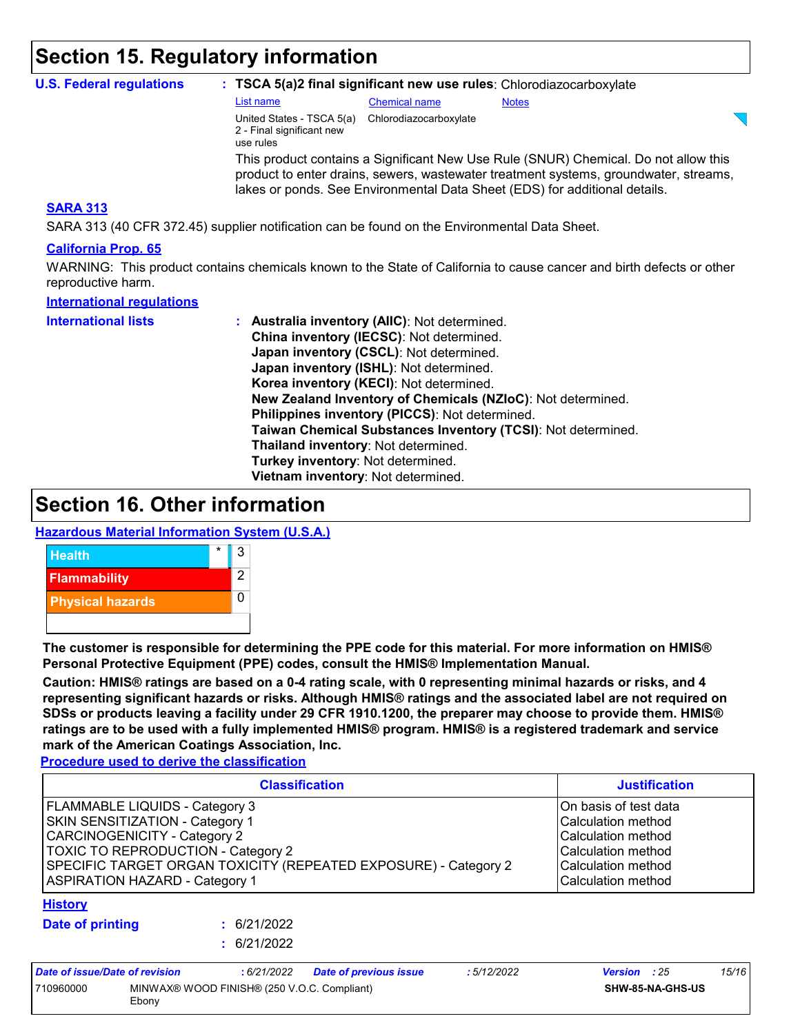## Section 15. Regulatory information

**U.S. Federal regulations** : **TSCA 5(a)2 final significant new use rules**: Chlorodiazocarboxylate

| List name | Chemical name | Notes |
|---|---|---|
| United States - TSCA 5(a) 2 - Final significant new use rules | Chlorodiazocarboxylate | |

This product contains a Significant New Use Rule (SNUR) Chemical. Do not allow this product to enter drains, sewers, wastewater treatment systems, groundwater, streams, lakes or ponds. See Environmental Data Sheet (EDS) for additional details.

**SARA 313**

SARA 313 (40 CFR 372.45) supplier notification can be found on the Environmental Data Sheet.

**California Prop. 65**

WARNING: This product contains chemicals known to the State of California to cause cancer and birth defects or other reproductive harm.

**International regulations**

**International lists** :
- **Australia inventory (AIIC)**: Not determined.
- **China inventory (IECSC)**: Not determined.
- **Japan inventory (CSCL)**: Not determined.
- **Japan inventory (ISHL)**: Not determined.
- **Korea inventory (KECI)**: Not determined.
- **New Zealand Inventory of Chemicals (NZIoC)**: Not determined.
- **Philippines inventory (PICCS)**: Not determined.
- **Taiwan Chemical Substances Inventory (TCSI)**: Not determined.
- **Thailand inventory**: Not determined.
- **Turkey inventory**: Not determined.
- **Vietnam inventory**: Not determined.

## Section 16. Other information

**Hazardous Material Information System (U.S.A.)**

| | | |
|---|---|---|
| Health | * | 3 |
| Flammability | | 2 |
| Physical hazards | | 0 |

**The customer is responsible for determining the PPE code for this material. For more information on HMIS® Personal Protective Equipment (PPE) codes, consult the HMIS® Implementation Manual.**

**Caution: HMIS® ratings are based on a 0-4 rating scale, with 0 representing minimal hazards or risks, and 4 representing significant hazards or risks. Although HMIS® ratings and the associated label are not required on SDSs or products leaving a facility under 29 CFR 1910.1200, the preparer may choose to provide them. HMIS® ratings are to be used with a fully implemented HMIS® program. HMIS® is a registered trademark and service mark of the American Coatings Association, Inc.**

**Procedure used to derive the classification**

| Classification | Justification |
|---|---|
| FLAMMABLE LIQUIDS - Category 3 | On basis of test data |
| SKIN SENSITIZATION - Category 1 | Calculation method |
| CARCINOGENICITY - Category 2 | Calculation method |
| TOXIC TO REPRODUCTION - Category 2 | Calculation method |
| SPECIFIC TARGET ORGAN TOXICITY (REPEATED EXPOSURE) - Category 2 | Calculation method |
| ASPIRATION HAZARD - Category 1 | Calculation method |

**History**

**Date of printing** : 6/21/2022

: 6/21/2022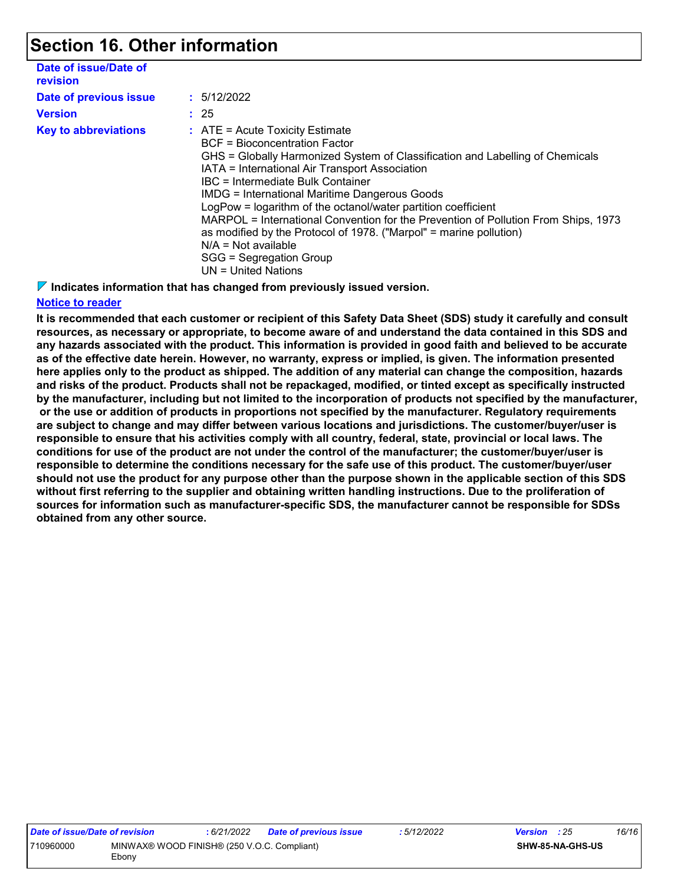# Section 16. Other information

| | | |
|---|---|---|
| **Date of issue/Date of revision** | | |
| **Date of previous issue** | : | 5/12/2022 |
| **Version** | : | 25 |
| **Key to abbreviations** | : | ATE = Acute Toxicity Estimate<br>BCF = Bioconcentration Factor<br>GHS = Globally Harmonized System of Classification and Labelling of Chemicals<br>IATA = International Air Transport Association<br>IBC = Intermediate Bulk Container<br>IMDG = International Maritime Dangerous Goods<br>LogPow = logarithm of the octanol/water partition coefficient<br>MARPOL = International Convention for the Prevention of Pollution From Ships, 1973 as modified by the Protocol of 1978. ("Marpol" = marine pollution)<br>N/A = Not available<br>SGG = Segregation Group<br>UN = United Nations |

**Indicates information that has changed from previously issued version.**

**Notice to reader**

**It is recommended that each customer or recipient of this Safety Data Sheet (SDS) study it carefully and consult resources, as necessary or appropriate, to become aware of and understand the data contained in this SDS and any hazards associated with the product. This information is provided in good faith and believed to be accurate as of the effective date herein. However, no warranty, express or implied, is given. The information presented here applies only to the product as shipped. The addition of any material can change the composition, hazards and risks of the product. Products shall not be repackaged, modified, or tinted except as specifically instructed by the manufacturer, including but not limited to the incorporation of products not specified by the manufacturer, or the use or addition of products in proportions not specified by the manufacturer. Regulatory requirements are subject to change and may differ between various locations and jurisdictions. The customer/buyer/user is responsible to ensure that his activities comply with all country, federal, state, provincial or local laws. The conditions for use of the product are not under the control of the manufacturer; the customer/buyer/user is responsible to determine the conditions necessary for the safe use of this product. The customer/buyer/user should not use the product for any purpose other than the purpose shown in the applicable section of this SDS without first referring to the supplier and obtaining written handling instructions. Due to the proliferation of sources for information such as manufacturer-specific SDS, the manufacturer cannot be responsible for SDSs obtained from any other source.**